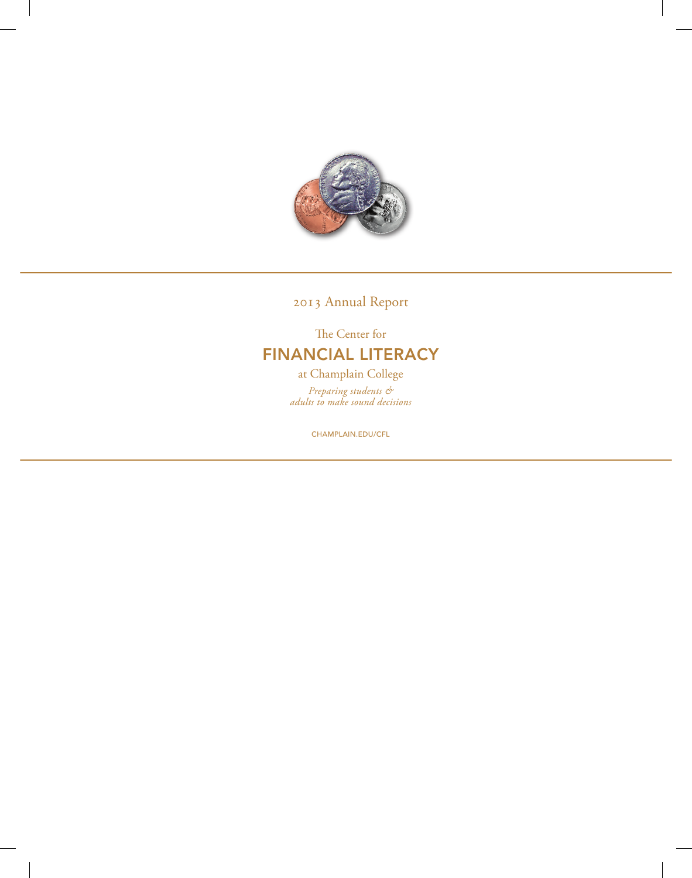2013 Annual Report

The Center for

# FINANCIAL LITERACY

at Champlain College

*Preparing students &*
*adults to make sound decisions*

CHAMPLAIN.EDU/CFL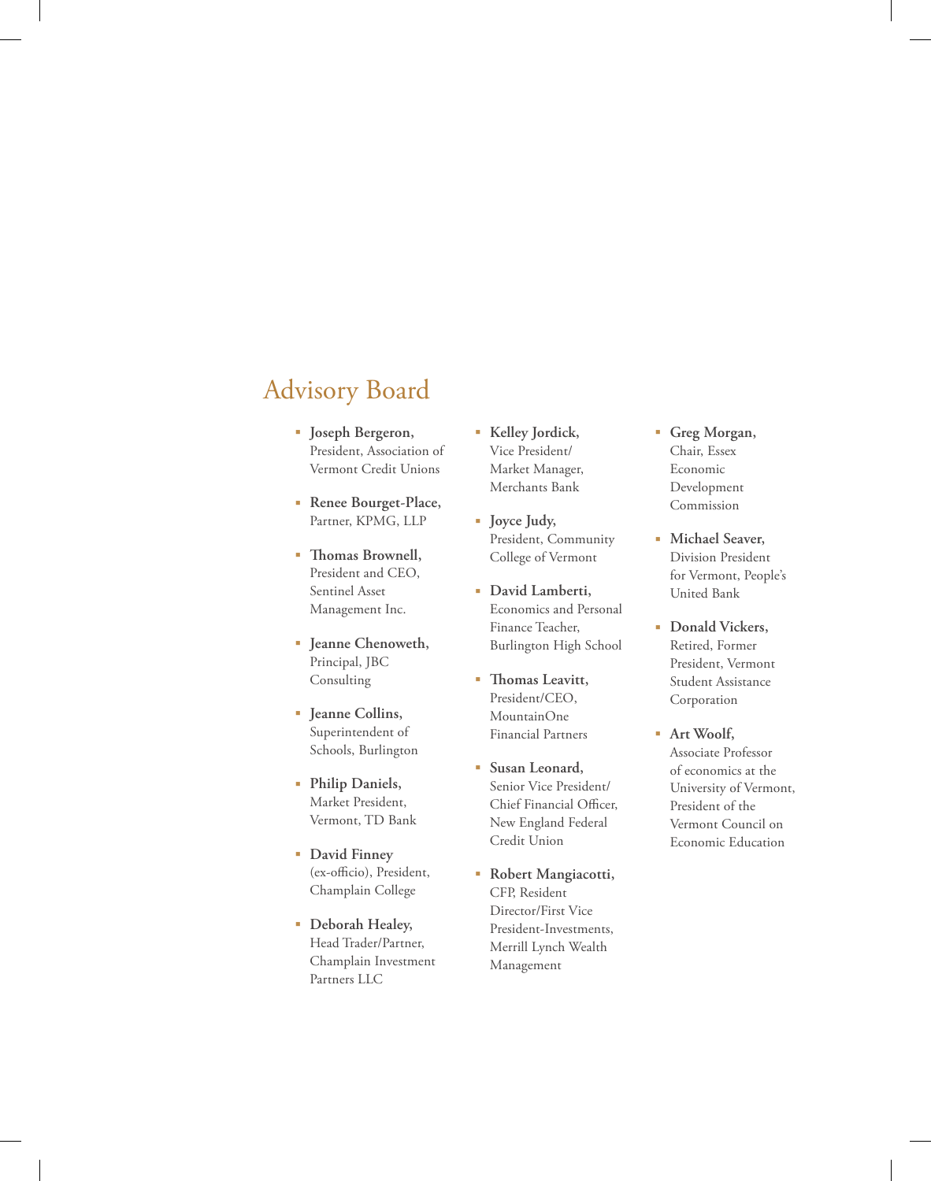# Advisory Board

- **Joseph Bergeron,** President, Association of Vermont Credit Unions
- **Renee Bourget-Place,** Partner, KPMG, LLP
- **Thomas Brownell,** President and CEO, Sentinel Asset Management Inc.
- **Jeanne Chenoweth,** Principal, JBC Consulting
- **Jeanne Collins,** Superintendent of Schools, Burlington
- **Philip Daniels,** Market President, Vermont, TD Bank
- **David Finney** (ex-officio), President, Champlain College
- **Deborah Healey,** Head Trader/Partner, Champlain Investment Partners LLC
- **Kelley Jordick,** Vice President/ Market Manager, Merchants Bank
- **Joyce Judy,** President, Community College of Vermont
- **David Lamberti,** Economics and Personal Finance Teacher, Burlington High School
- **Thomas Leavitt,** President/CEO, MountainOne Financial Partners
- **Susan Leonard,** Senior Vice President/ Chief Financial Officer, New England Federal Credit Union
- **Robert Mangiacotti,** CFP, Resident Director/First Vice President-Investments, Merrill Lynch Wealth Management
- **Greg Morgan,** Chair, Essex Economic Development Commission
- **Michael Seaver,** Division President for Vermont, People's United Bank
- **Donald Vickers,** Retired, Former President, Vermont Student Assistance Corporation
- **Art Woolf,** Associate Professor of economics at the University of Vermont, President of the Vermont Council on Economic Education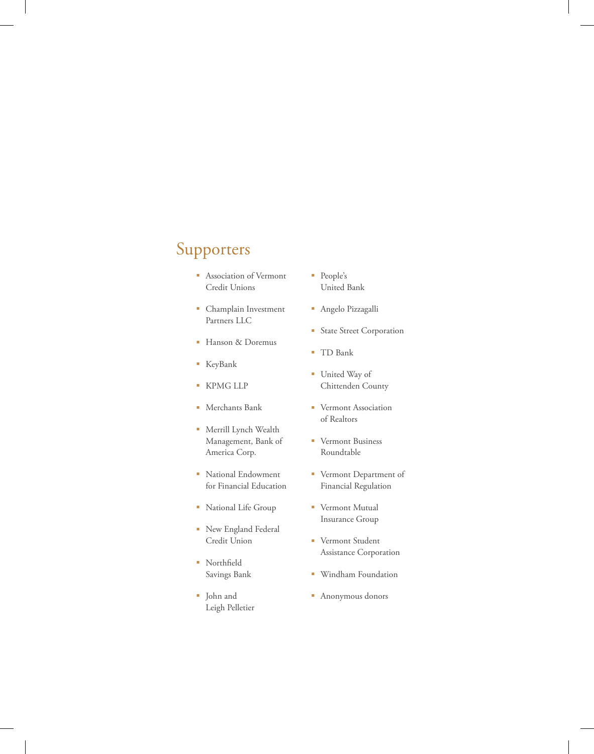## Supporters

- Association of Vermont Credit Unions
- Champlain Investment Partners LLC
- Hanson & Doremus
- KeyBank
- KPMG LLP
- Merchants Bank
- Merrill Lynch Wealth Management, Bank of America Corp.
- National Endowment for Financial Education
- National Life Group
- New England Federal Credit Union
- Northfield Savings Bank
- John and Leigh Pelletier
- People's United Bank
- Angelo Pizzagalli
- State Street Corporation
- TD Bank
- United Way of Chittenden County
- Vermont Association of Realtors
- Vermont Business Roundtable
- Vermont Department of Financial Regulation
- Vermont Mutual Insurance Group
- Vermont Student Assistance Corporation
- Windham Foundation
- Anonymous donors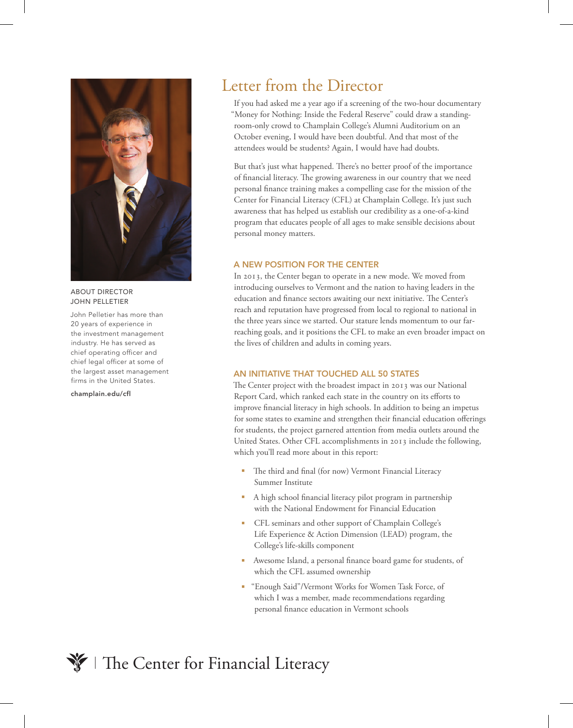ABOUT DIRECTOR
JOHN PELLETIER

John Pelletier has more than 20 years of experience in the investment management industry. He has served as chief operating officer and chief legal officer at some of the largest asset management firms in the United States.

**champlain.edu/cfl**

# Letter from the Director

If you had asked me a year ago if a screening of the two-hour documentary "Money for Nothing: Inside the Federal Reserve" could draw a standing-room-only crowd to Champlain College's Alumni Auditorium on an October evening, I would have been doubtful. And that most of the attendees would be students? Again, I would have had doubts.

But that's just what happened. There's no better proof of the importance of financial literacy. The growing awareness in our country that we need personal finance training makes a compelling case for the mission of the Center for Financial Literacy (CFL) at Champlain College. It's just such awareness that has helped us establish our credibility as a one-of-a-kind program that educates people of all ages to make sensible decisions about personal money matters.

## A NEW POSITION FOR THE CENTER

In 2013, the Center began to operate in a new mode. We moved from introducing ourselves to Vermont and the nation to having leaders in the education and finance sectors awaiting our next initiative. The Center's reach and reputation have progressed from local to regional to national in the three years since we started. Our stature lends momentum to our far-reaching goals, and it positions the CFL to make an even broader impact on the lives of children and adults in coming years.

## AN INITIATIVE THAT TOUCHED ALL 50 STATES

The Center project with the broadest impact in 2013 was our National Report Card, which ranked each state in the country on its efforts to improve financial literacy in high schools. In addition to being an impetus for some states to examine and strengthen their financial education offerings for students, the project garnered attention from media outlets around the United States. Other CFL accomplishments in 2013 include the following, which you'll read more about in this report:

- The third and final (for now) Vermont Financial Literacy Summer Institute
- A high school financial literacy pilot program in partnership with the National Endowment for Financial Education
- CFL seminars and other support of Champlain College's Life Experience & Action Dimension (LEAD) program, the College's life-skills component
- Awesome Island, a personal finance board game for students, of which the CFL assumed ownership
- "Enough Said"/Vermont Works for Women Task Force, of which I was a member, made recommendations regarding personal finance education in Vermont schools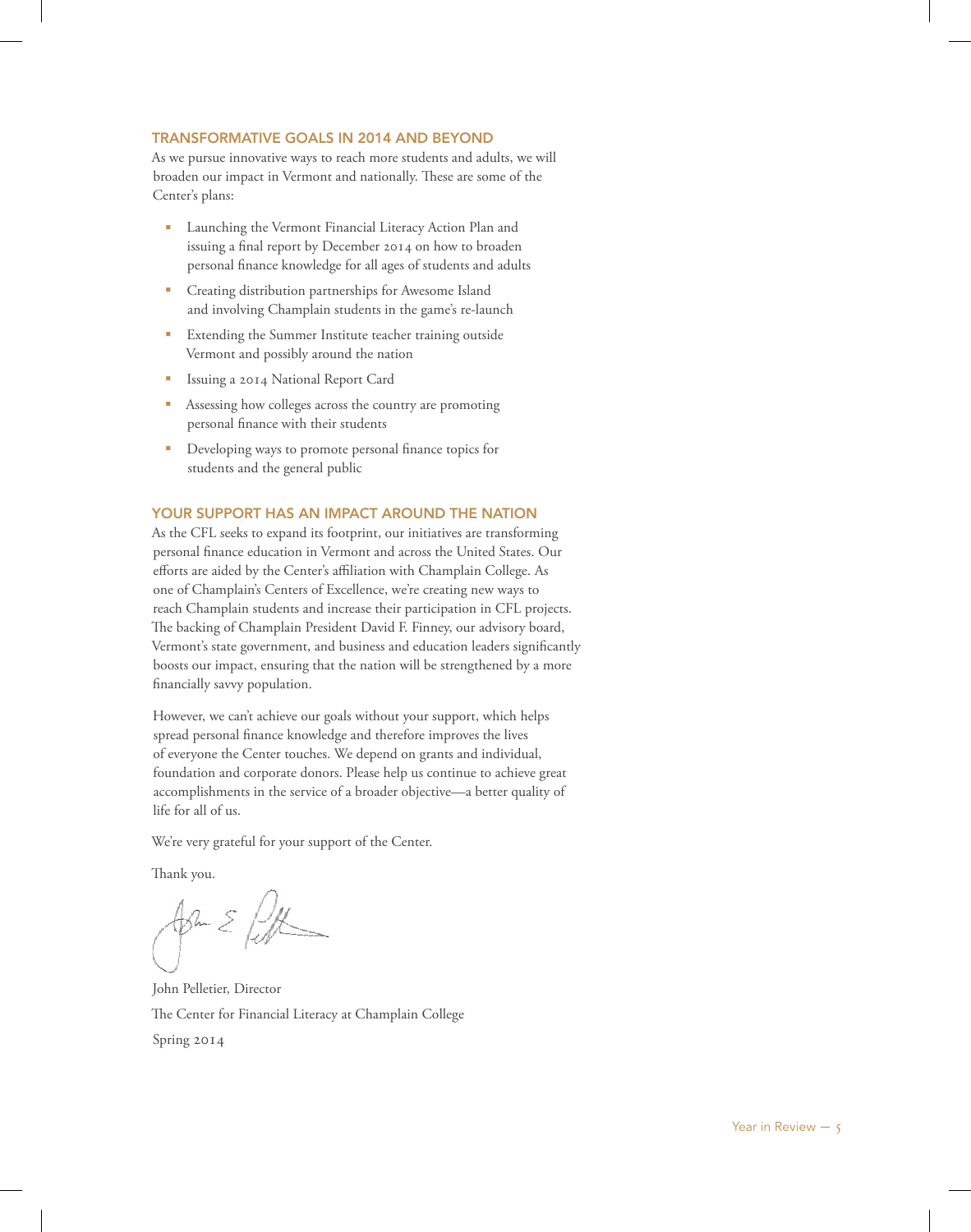## TRANSFORMATIVE GOALS IN 2014 AND BEYOND

As we pursue innovative ways to reach more students and adults, we will broaden our impact in Vermont and nationally. These are some of the Center's plans:

- Launching the Vermont Financial Literacy Action Plan and issuing a final report by December 2014 on how to broaden personal finance knowledge for all ages of students and adults
- Creating distribution partnerships for Awesome Island and involving Champlain students in the game's re-launch
- Extending the Summer Institute teacher training outside Vermont and possibly around the nation
- Issuing a 2014 National Report Card
- Assessing how colleges across the country are promoting personal finance with their students
- Developing ways to promote personal finance topics for students and the general public

## YOUR SUPPORT HAS AN IMPACT AROUND THE NATION

As the CFL seeks to expand its footprint, our initiatives are transforming personal finance education in Vermont and across the United States. Our efforts are aided by the Center's affiliation with Champlain College. As one of Champlain's Centers of Excellence, we're creating new ways to reach Champlain students and increase their participation in CFL projects. The backing of Champlain President David F. Finney, our advisory board, Vermont's state government, and business and education leaders significantly boosts our impact, ensuring that the nation will be strengthened by a more financially savvy population.

However, we can't achieve our goals without your support, which helps spread personal finance knowledge and therefore improves the lives of everyone the Center touches. We depend on grants and individual, foundation and corporate donors. Please help us continue to achieve great accomplishments in the service of a broader objective—a better quality of life for all of us.

We're very grateful for your support of the Center.

Thank you.

John Pelletier, Director
The Center for Financial Literacy at Champlain College
Spring 2014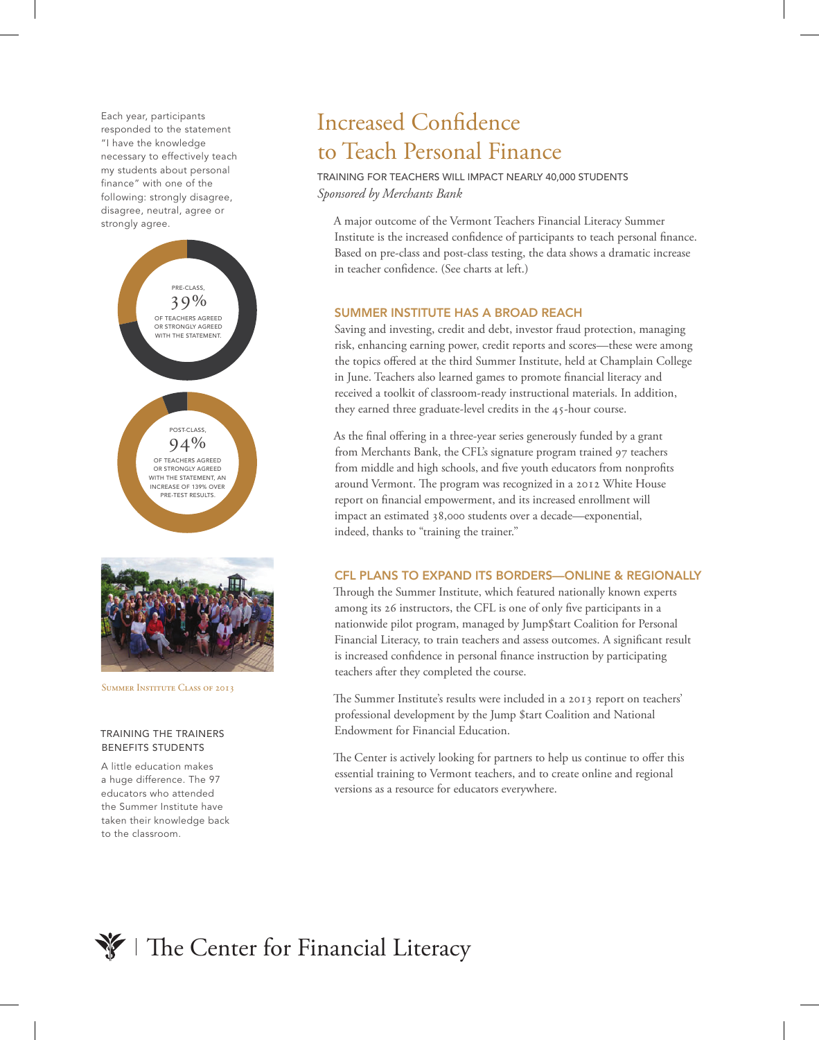Each year, participants responded to the statement "I have the knowledge necessary to effectively teach my students about personal finance" with one of the following: strongly disagree, disagree, neutral, agree or strongly agree.

PRE-CLASS, 39% OF TEACHERS AGREED OR STRONGLY AGREED WITH THE STATEMENT.

POST-CLASS, 94% OF TEACHERS AGREED OR STRONGLY AGREED WITH THE STATEMENT, AN INCREASE OF 139% OVER PRE-TEST RESULTS.

Summer Institute Class of 2013

### TRAINING THE TRAINERS BENEFITS STUDENTS

A little education makes a huge difference. The 97 educators who attended the Summer Institute have taken their knowledge back to the classroom.

# Increased Confidence to Teach Personal Finance

TRAINING FOR TEACHERS WILL IMPACT NEARLY 40,000 STUDENTS

*Sponsored by Merchants Bank*

A major outcome of the Vermont Teachers Financial Literacy Summer Institute is the increased confidence of participants to teach personal finance. Based on pre-class and post-class testing, the data shows a dramatic increase in teacher confidence. (See charts at left.)

## SUMMER INSTITUTE HAS A BROAD REACH

Saving and investing, credit and debt, investor fraud protection, managing risk, enhancing earning power, credit reports and scores—these were among the topics offered at the third Summer Institute, held at Champlain College in June. Teachers also learned games to promote financial literacy and received a toolkit of classroom-ready instructional materials. In addition, they earned three graduate-level credits in the 45-hour course.

As the final offering in a three-year series generously funded by a grant from Merchants Bank, the CFL's signature program trained 97 teachers from middle and high schools, and five youth educators from nonprofits around Vermont. The program was recognized in a 2012 White House report on financial empowerment, and its increased enrollment will impact an estimated 38,000 students over a decade—exponential, indeed, thanks to "training the trainer."

## CFL PLANS TO EXPAND ITS BORDERS—ONLINE & REGIONALLY

Through the Summer Institute, which featured nationally known experts among its 26 instructors, the CFL is one of only five participants in a nationwide pilot program, managed by Jump$tart Coalition for Personal Financial Literacy, to train teachers and assess outcomes. A significant result is increased confidence in personal finance instruction by participating teachers after they completed the course.

The Summer Institute's results were included in a 2013 report on teachers' professional development by the Jump $tart Coalition and National Endowment for Financial Education.

The Center is actively looking for partners to help us continue to offer this essential training to Vermont teachers, and to create online and regional versions as a resource for educators everywhere.

The Center for Financial Literacy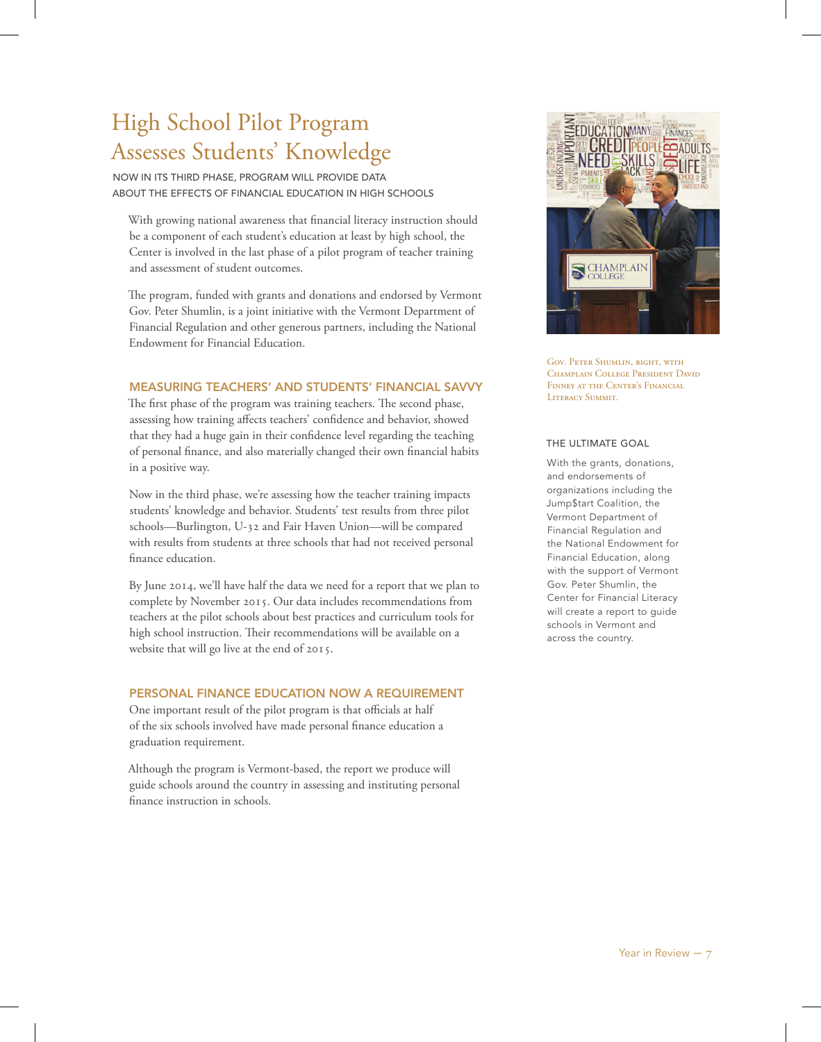# High School Pilot Program Assesses Students' Knowledge

NOW IN ITS THIRD PHASE, PROGRAM WILL PROVIDE DATA ABOUT THE EFFECTS OF FINANCIAL EDUCATION IN HIGH SCHOOLS

With growing national awareness that financial literacy instruction should be a component of each student's education at least by high school, the Center is involved in the last phase of a pilot program of teacher training and assessment of student outcomes.

The program, funded with grants and donations and endorsed by Vermont Gov. Peter Shumlin, is a joint initiative with the Vermont Department of Financial Regulation and other generous partners, including the National Endowment for Financial Education.

## MEASURING TEACHERS' AND STUDENTS' FINANCIAL SAVVY

The first phase of the program was training teachers. The second phase, assessing how training affects teachers' confidence and behavior, showed that they had a huge gain in their confidence level regarding the teaching of personal finance, and also materially changed their own financial habits in a positive way.

Now in the third phase, we're assessing how the teacher training impacts students' knowledge and behavior. Students' test results from three pilot schools—Burlington, U-32 and Fair Haven Union—will be compared with results from students at three schools that had not received personal finance education.

By June 2014, we'll have half the data we need for a report that we plan to complete by November 2015. Our data includes recommendations from teachers at the pilot schools about best practices and curriculum tools for high school instruction. Their recommendations will be available on a website that will go live at the end of 2015.

## PERSONAL FINANCE EDUCATION NOW A REQUIREMENT

One important result of the pilot program is that officials at half of the six schools involved have made personal finance education a graduation requirement.

Although the program is Vermont-based, the report we produce will guide schools around the country in assessing and instituting personal finance instruction in schools.

Gov. Peter Shumlin, right, with Champlain College President David Finney at the Center's Financial Literacy Summit.

### THE ULTIMATE GOAL

With the grants, donations, and endorsements of organizations including the Jump$tart Coalition, the Vermont Department of Financial Regulation and the National Endowment for Financial Education, along with the support of Vermont Gov. Peter Shumlin, the Center for Financial Literacy will create a report to guide schools in Vermont and across the country.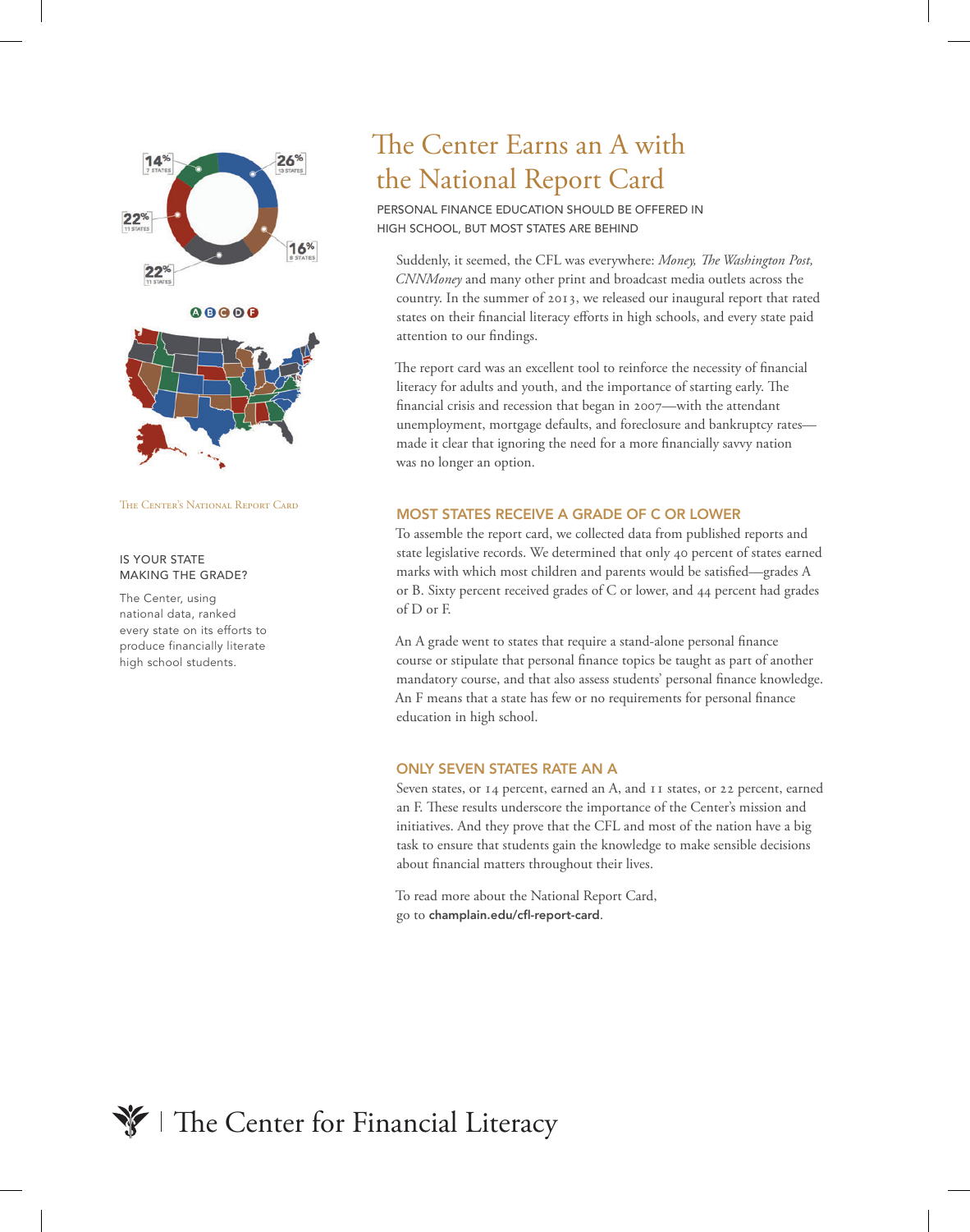14% 7 STATES

26% 13 STATES

22% 11 STATES

16% 8 STATES

22% 11 STATES

A B C D F

The Center's National Report Card

IS YOUR STATE MAKING THE GRADE?

The Center, using national data, ranked every state on its efforts to produce financially literate high school students.

# The Center Earns an A with the National Report Card

PERSONAL FINANCE EDUCATION SHOULD BE OFFERED IN HIGH SCHOOL, BUT MOST STATES ARE BEHIND

Suddenly, it seemed, the CFL was everywhere: *Money, The Washington Post, CNNMoney* and many other print and broadcast media outlets across the country. In the summer of 2013, we released our inaugural report that rated states on their financial literacy efforts in high schools, and every state paid attention to our findings.

The report card was an excellent tool to reinforce the necessity of financial literacy for adults and youth, and the importance of starting early. The financial crisis and recession that began in 2007—with the attendant unemployment, mortgage defaults, and foreclosure and bankruptcy rates—made it clear that ignoring the need for a more financially savvy nation was no longer an option.

## MOST STATES RECEIVE A GRADE OF C OR LOWER

To assemble the report card, we collected data from published reports and state legislative records. We determined that only 40 percent of states earned marks with which most children and parents would be satisfied—grades A or B. Sixty percent received grades of C or lower, and 44 percent had grades of D or F.

An A grade went to states that require a stand-alone personal finance course or stipulate that personal finance topics be taught as part of another mandatory course, and that also assess students' personal finance knowledge. An F means that a state has few or no requirements for personal finance education in high school.

## ONLY SEVEN STATES RATE AN A

Seven states, or 14 percent, earned an A, and 11 states, or 22 percent, earned an F. These results underscore the importance of the Center's mission and initiatives. And they prove that the CFL and most of the nation have a big task to ensure that students gain the knowledge to make sensible decisions about financial matters throughout their lives.

To read more about the National Report Card, go to **champlain.edu/cfl-report-card**.

The Center for Financial Literacy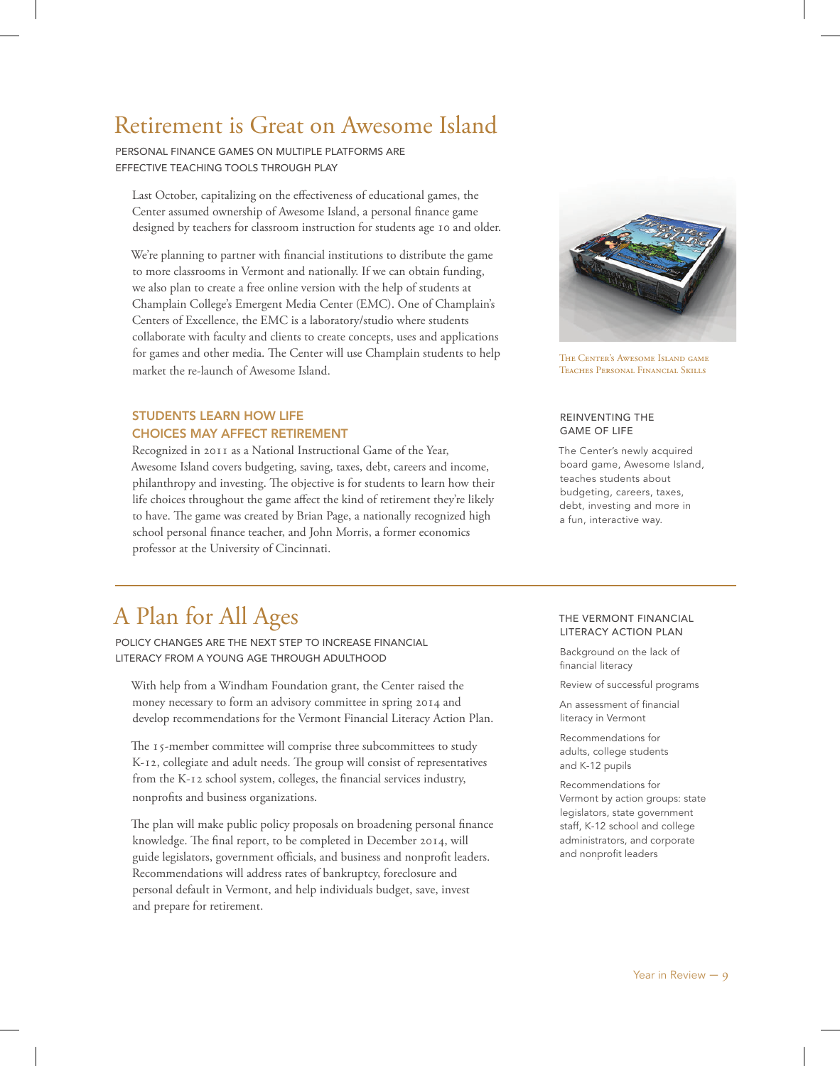# Retirement is Great on Awesome Island

PERSONAL FINANCE GAMES ON MULTIPLE PLATFORMS ARE EFFECTIVE TEACHING TOOLS THROUGH PLAY

Last October, capitalizing on the effectiveness of educational games, the Center assumed ownership of Awesome Island, a personal finance game designed by teachers for classroom instruction for students age 10 and older.

We're planning to partner with financial institutions to distribute the game to more classrooms in Vermont and nationally. If we can obtain funding, we also plan to create a free online version with the help of students at Champlain College's Emergent Media Center (EMC). One of Champlain's Centers of Excellence, the EMC is a laboratory/studio where students collaborate with faculty and clients to create concepts, uses and applications for games and other media. The Center will use Champlain students to help market the re-launch of Awesome Island.

The Center's Awesome Island game Teaches Personal Financial Skills

## STUDENTS LEARN HOW LIFE CHOICES MAY AFFECT RETIREMENT

Recognized in 2011 as a National Instructional Game of the Year, Awesome Island covers budgeting, saving, taxes, debt, careers and income, philanthropy and investing. The objective is for students to learn how their life choices throughout the game affect the kind of retirement they're likely to have. The game was created by Brian Page, a nationally recognized high school personal finance teacher, and John Morris, a former economics professor at the University of Cincinnati.

### REINVENTING THE GAME OF LIFE

The Center's newly acquired board game, Awesome Island, teaches students about budgeting, careers, taxes, debt, investing and more in a fun, interactive way.

# A Plan for All Ages

POLICY CHANGES ARE THE NEXT STEP TO INCREASE FINANCIAL LITERACY FROM A YOUNG AGE THROUGH ADULTHOOD

With help from a Windham Foundation grant, the Center raised the money necessary to form an advisory committee in spring 2014 and develop recommendations for the Vermont Financial Literacy Action Plan.

The 15-member committee will comprise three subcommittees to study K-12, collegiate and adult needs. The group will consist of representatives from the K-12 school system, colleges, the financial services industry, nonprofits and business organizations.

The plan will make public policy proposals on broadening personal finance knowledge. The final report, to be completed in December 2014, will guide legislators, government officials, and business and nonprofit leaders. Recommendations will address rates of bankruptcy, foreclosure and personal default in Vermont, and help individuals budget, save, invest and prepare for retirement.

### THE VERMONT FINANCIAL LITERACY ACTION PLAN

Background on the lack of financial literacy

Review of successful programs

An assessment of financial literacy in Vermont

Recommendations for adults, college students and K-12 pupils

Recommendations for Vermont by action groups: state legislators, state government staff, K-12 school and college administrators, and corporate and nonprofit leaders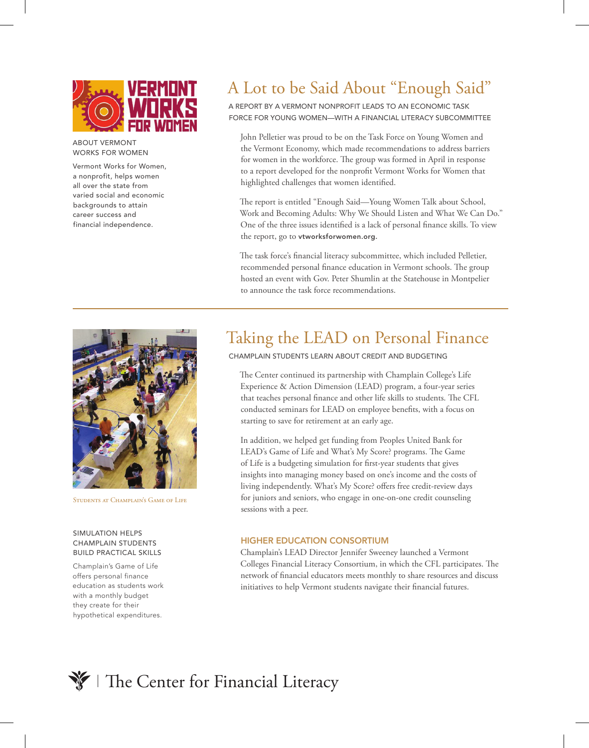## ABOUT VERMONT WORKS FOR WOMEN

Vermont Works for Women, a nonprofit, helps women all over the state from varied social and economic backgrounds to attain career success and financial independence.

# A Lot to be Said About "Enough Said"

A REPORT BY A VERMONT NONPROFIT LEADS TO AN ECONOMIC TASK FORCE FOR YOUNG WOMEN—WITH A FINANCIAL LITERACY SUBCOMMITTEE

John Pelletier was proud to be on the Task Force on Young Women and the Vermont Economy, which made recommendations to address barriers for women in the workforce. The group was formed in April in response to a report developed for the nonprofit Vermont Works for Women that highlighted challenges that women identified.

The report is entitled "Enough Said—Young Women Talk about School, Work and Becoming Adults: Why We Should Listen and What We Can Do." One of the three issues identified is a lack of personal finance skills. To view the report, go to **vtworksforwomen.org.**

The task force's financial literacy subcommittee, which included Pelletier, recommended personal finance education in Vermont schools. The group hosted an event with Gov. Peter Shumlin at the Statehouse in Montpelier to announce the task force recommendations.

---

Students at Champlain's Game of Life

## SIMULATION HELPS CHAMPLAIN STUDENTS BUILD PRACTICAL SKILLS

Champlain's Game of Life offers personal finance education as students work with a monthly budget they create for their hypothetical expenditures.

# Taking the LEAD on Personal Finance

CHAMPLAIN STUDENTS LEARN ABOUT CREDIT AND BUDGETING

The Center continued its partnership with Champlain College's Life Experience & Action Dimension (LEAD) program, a four-year series that teaches personal finance and other life skills to students. The CFL conducted seminars for LEAD on employee benefits, with a focus on starting to save for retirement at an early age.

In addition, we helped get funding from Peoples United Bank for LEAD's Game of Life and What's My Score? programs. The Game of Life is a budgeting simulation for first-year students that gives insights into managing money based on one's income and the costs of living independently. What's My Score? offers free credit-review days for juniors and seniors, who engage in one-on-one credit counseling sessions with a peer.

### HIGHER EDUCATION CONSORTIUM

Champlain's LEAD Director Jennifer Sweeney launched a Vermont Colleges Financial Literacy Consortium, in which the CFL participates. The network of financial educators meets monthly to share resources and discuss initiatives to help Vermont students navigate their financial futures.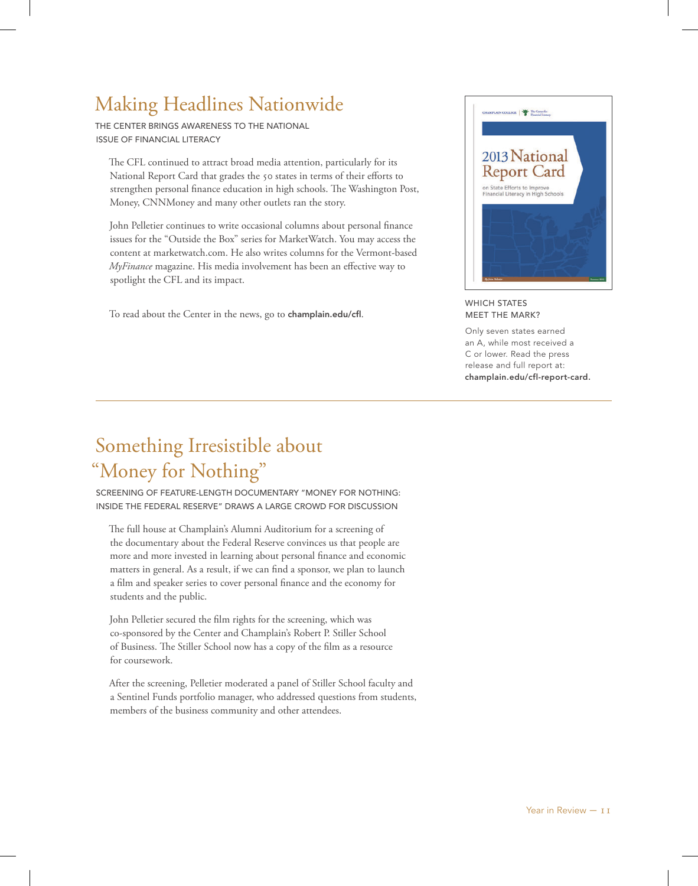## Making Headlines Nationwide

THE CENTER BRINGS AWARENESS TO THE NATIONAL ISSUE OF FINANCIAL LITERACY

The CFL continued to attract broad media attention, particularly for its National Report Card that grades the 50 states in terms of their efforts to strengthen personal finance education in high schools. The Washington Post, Money, CNNMoney and many other outlets ran the story.

John Pelletier continues to write occasional columns about personal finance issues for the "Outside the Box" series for MarketWatch. You may access the content at marketwatch.com. He also writes columns for the Vermont-based *MyFinance* magazine. His media involvement has been an effective way to spotlight the CFL and its impact.

To read about the Center in the news, go to **champlain.edu/cfl**.

2013 National Report Card on State Efforts to Improve Financial Literacy in High Schools

WHICH STATES MEET THE MARK?

Only seven states earned an A, while most received a C or lower. Read the press release and full report at: **champlain.edu/cfl-report-card.**

## Something Irresistible about "Money for Nothing"

SCREENING OF FEATURE-LENGTH DOCUMENTARY "MONEY FOR NOTHING: INSIDE THE FEDERAL RESERVE" DRAWS A LARGE CROWD FOR DISCUSSION

The full house at Champlain's Alumni Auditorium for a screening of the documentary about the Federal Reserve convinces us that people are more and more invested in learning about personal finance and economic matters in general. As a result, if we can find a sponsor, we plan to launch a film and speaker series to cover personal finance and the economy for students and the public.

John Pelletier secured the film rights for the screening, which was co-sponsored by the Center and Champlain's Robert P. Stiller School of Business. The Stiller School now has a copy of the film as a resource for coursework.

After the screening, Pelletier moderated a panel of Stiller School faculty and a Sentinel Funds portfolio manager, who addressed questions from students, members of the business community and other attendees.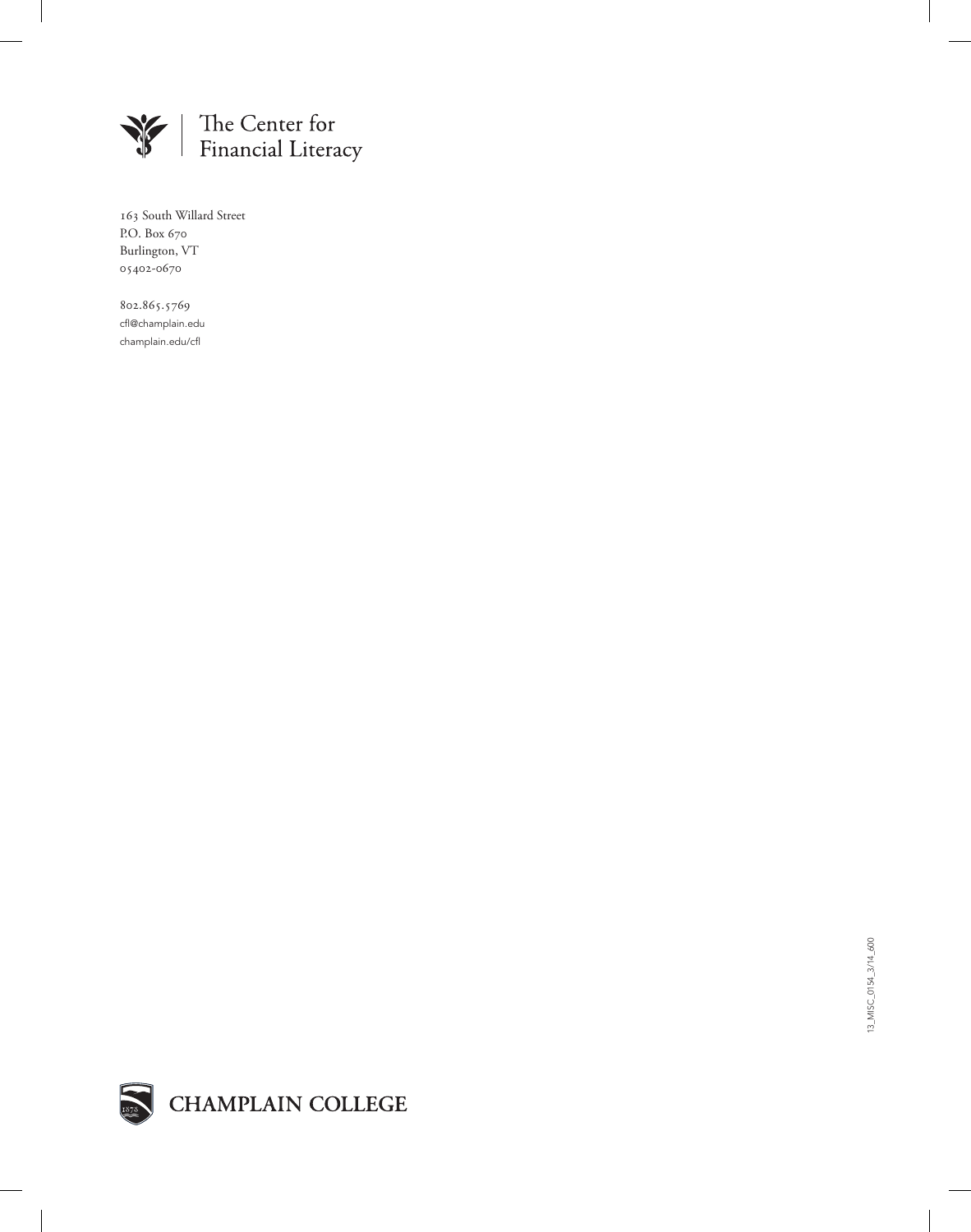The Center for
Financial Literacy

163 South Willard Street
P.O. Box 670
Burlington, VT
05402-0670

802.865.5769
cfl@champlain.edu
champlain.edu/cfl

13_MISC_0154_3/14_600

CHAMPLAIN COLLEGE